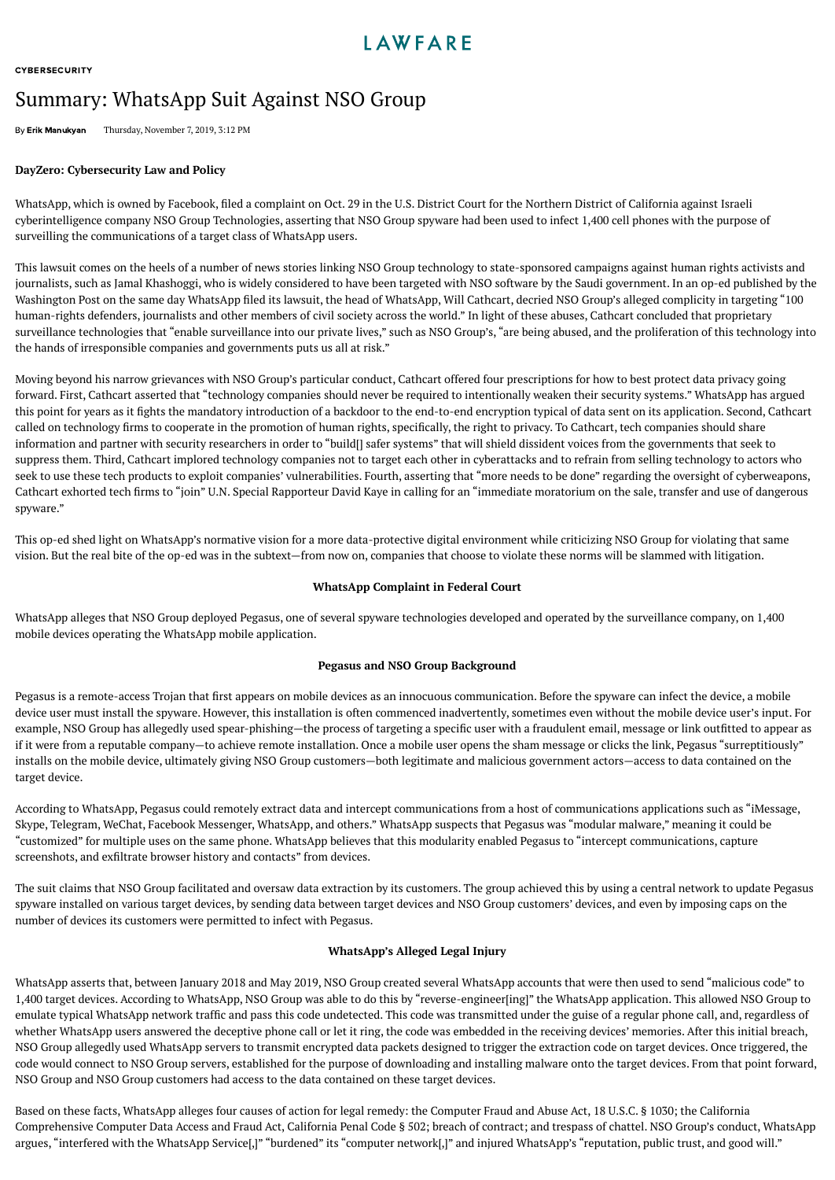CYBERSECURITY

# Summary: WhatsApp Suit Against NSO Group

By **Erik Manukyan** Thursday, November 7, 2019, 3:12 PM

**DayZero: Cybersecurity Law and Policy**

WhatsApp, which is owned by Facebook, filed a complaint on Oct. 29 in the U.S. District Court for the Northern District of California against Israeli cyberintelligence company NSO Group Technologies, asserting that NSO Group spyware had been used to infect 1,400 cell phones with the purpose of surveilling the communications of a target class of WhatsApp users.

This lawsuit comes on the heels of a number of news stories linking NSO Group technology to state-sponsored campaigns against human rights activists and journalists, such as Jamal Khashoggi, who is widely considered to have been targeted with NSO software by the Saudi government. In an op-ed published by the Washington Post on the same day WhatsApp filed its lawsuit, the head of WhatsApp, Will Cathcart, decried NSO Group's alleged complicity in targeting "100 human-rights defenders, journalists and other members of civil society across the world." In light of these abuses, Cathcart concluded that proprietary surveillance technologies that "enable surveillance into our private lives," such as NSO Group's, "are being abused, and the proliferation of this technology into the hands of irresponsible companies and governments puts us all at risk."

Moving beyond his narrow grievances with NSO Group's particular conduct, Cathcart offered four prescriptions for how to best protect data privacy going forward. First, Cathcart asserted that "technology companies should never be required to intentionally weaken their security systems." WhatsApp has argued this point for years as it fights the mandatory introduction of a backdoor to the end-to-end encryption typical of data sent on its application. Second, Cathcart called on technology firms to cooperate in the promotion of human rights, specifically, the right to privacy. To Cathcart, tech companies should share information and partner with security researchers in order to "build[] safer systems" that will shield dissident voices from the governments that seek to suppress them. Third, Cathcart implored technology companies not to target each other in cyberattacks and to refrain from selling technology to actors who seek to use these tech products to exploit companies' vulnerabilities. Fourth, asserting that "more needs to be done" regarding the oversight of cyberweapons, Cathcart exhorted tech firms to "join" U.N. Special Rapporteur David Kaye in calling for an "immediate moratorium on the sale, transfer and use of dangerous spyware."

This op-ed shed light on WhatsApp's normative vision for a more data-protective digital environment while criticizing NSO Group for violating that same vision. But the real bite of the op-ed was in the subtext—from now on, companies that choose to violate these norms will be slammed with litigation.

## WhatsApp Complaint in Federal Court

WhatsApp alleges that NSO Group deployed Pegasus, one of several spyware technologies developed and operated by the surveillance company, on 1,400 mobile devices operating the WhatsApp mobile application.

### Pegasus and NSO Group Background

Pegasus is a remote-access Trojan that first appears on mobile devices as an innocuous communication. Before the spyware can infect the device, a mobile device user must install the spyware. However, this installation is often commenced inadvertently, sometimes even without the mobile device user's input. For example, NSO Group has allegedly used spear-phishing—the process of targeting a specific user with a fraudulent email, message or link outfitted to appear as if it were from a reputable company—to achieve remote installation. Once a mobile user opens the sham message or clicks the link, Pegasus "surreptitiously" installs on the mobile device, ultimately giving NSO Group customers—both legitimate and malicious government actors—access to data contained on the target device.

According to WhatsApp, Pegasus could remotely extract data and intercept communications from a host of communications applications such as "iMessage, Skype, Telegram, WeChat, Facebook Messenger, WhatsApp, and others." WhatsApp suspects that Pegasus was "modular malware," meaning it could be "customized" for multiple uses on the same phone. WhatsApp believes that this modularity enabled Pegasus to "intercept communications, capture screenshots, and exfiltrate browser history and contacts" from devices.

The suit claims that NSO Group facilitated and oversaw data extraction by its customers. The group achieved this by using a central network to update Pegasus spyware installed on various target devices, by sending data between target devices and NSO Group customers' devices, and even by imposing caps on the number of devices its customers were permitted to infect with Pegasus.

### WhatsApp's Alleged Legal Injury

WhatsApp asserts that, between January 2018 and May 2019, NSO Group created several WhatsApp accounts that were then used to send "malicious code" to 1,400 target devices. According to WhatsApp, NSO Group was able to do this by "reverse-engineer[ing]" the WhatsApp application. This allowed NSO Group to emulate typical WhatsApp network traffic and pass this code undetected. This code was transmitted under the guise of a regular phone call, and, regardless of whether WhatsApp users answered the deceptive phone call or let it ring, the code was embedded in the receiving devices' memories. After this initial breach, NSO Group allegedly used WhatsApp servers to transmit encrypted data packets designed to trigger the extraction code on target devices. Once triggered, the code would connect to NSO Group servers, established for the purpose of downloading and installing malware onto the target devices. From that point forward, NSO Group and NSO Group customers had access to the data contained on these target devices.

Based on these facts, WhatsApp alleges four causes of action for legal remedy: the Computer Fraud and Abuse Act, 18 U.S.C. § 1030; the California Comprehensive Computer Data Access and Fraud Act, California Penal Code § 502; breach of contract; and trespass of chattel. NSO Group's conduct, WhatsApp argues, "interfered with the WhatsApp Service[,]" "burdened" its "computer network[,]" and injured WhatsApp's "reputation, public trust, and good will."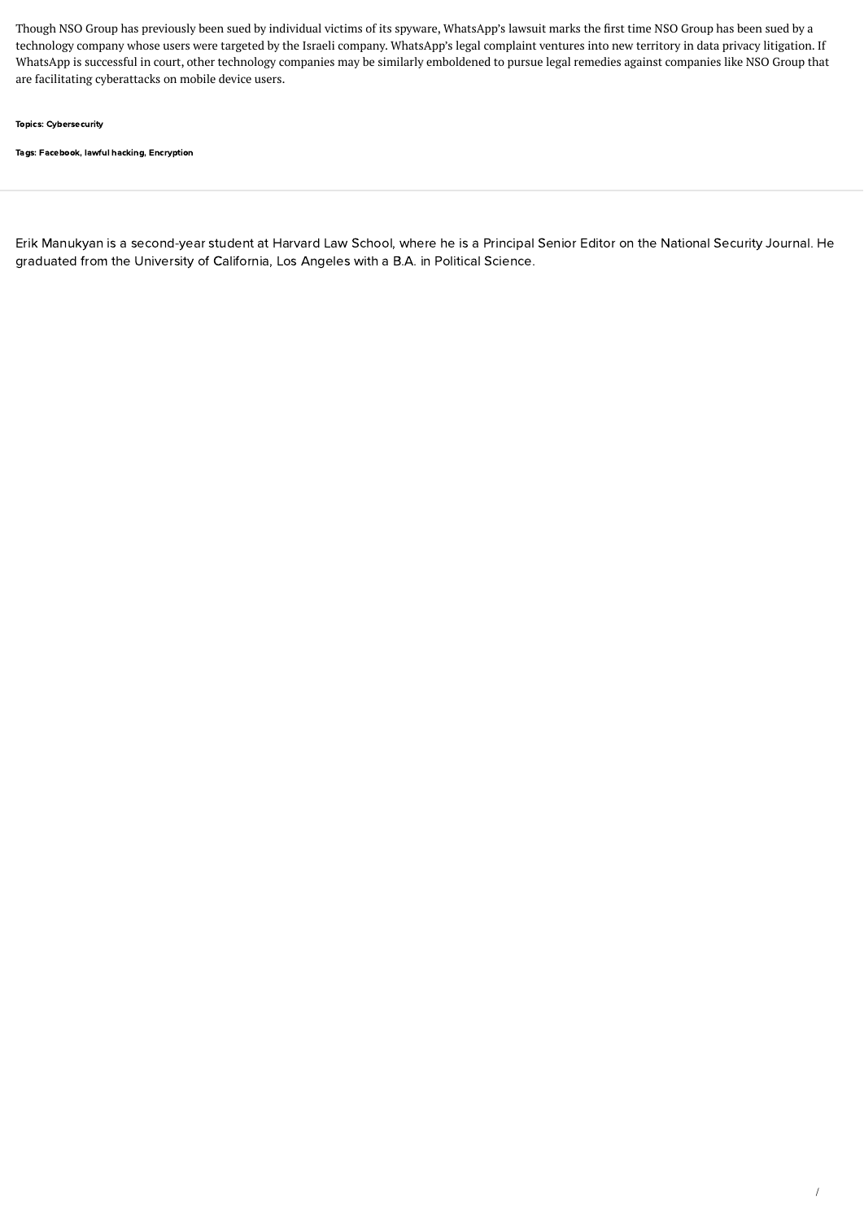Though NSO Group has previously been sued by individual victims of its spyware, WhatsApp's lawsuit marks the first time NSO Group has been sued by a technology company whose users were targeted by the Israeli company. WhatsApp's legal complaint ventures into new territory in data privacy litigation. If WhatsApp is successful in court, other technology companies may be similarly emboldened to pursue legal remedies against companies like NSO Group that are facilitating cyberattacks on mobile device users.

**Topics: Cybersecurity**

**Tags: Facebook, lawful hacking, Encryption**

---

Erik Manukyan is a second-year student at Harvard Law School, where he is a Principal Senior Editor on the National Security Journal. He graduated from the University of California, Los Angeles with a B.A. in Political Science.